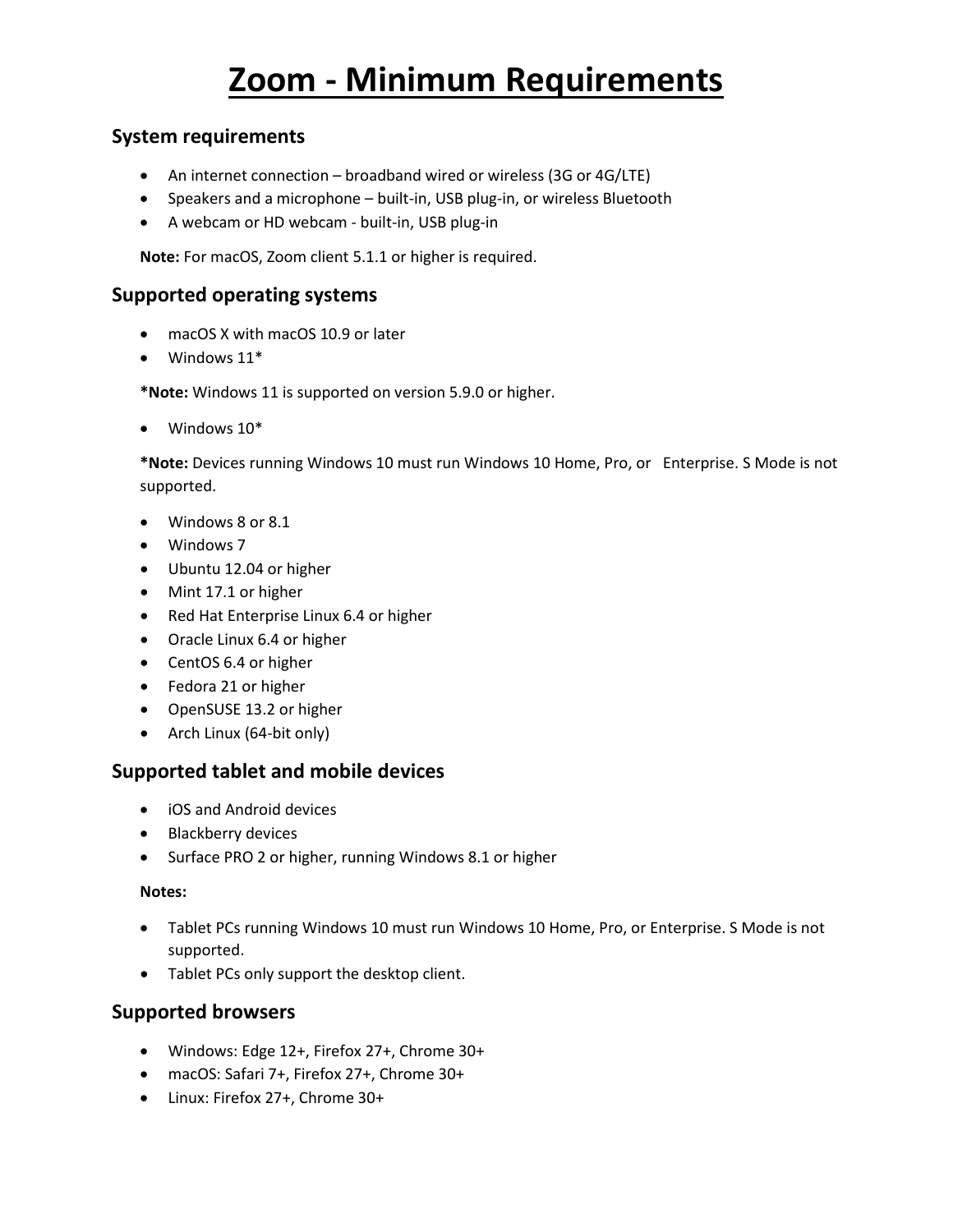# Zoom - Minimum Requirements

## System requirements

- An internet connection – broadband wired or wireless (3G or 4G/LTE)
- Speakers and a microphone – built-in, USB plug-in, or wireless Bluetooth
- A webcam or HD webcam - built-in, USB plug-in

**Note:** For macOS, Zoom client 5.1.1 or higher is required.

## Supported operating systems

- macOS X with macOS 10.9 or later
- Windows 11*

***Note:** Windows 11 is supported on version 5.9.0 or higher.

- Windows 10*

***Note:** Devices running Windows 10 must run Windows 10 Home, Pro, or Enterprise. S Mode is not supported.

- Windows 8 or 8.1
- Windows 7
- Ubuntu 12.04 or higher
- Mint 17.1 or higher
- Red Hat Enterprise Linux 6.4 or higher
- Oracle Linux 6.4 or higher
- CentOS 6.4 or higher
- Fedora 21 or higher
- OpenSUSE 13.2 or higher
- Arch Linux (64-bit only)

## Supported tablet and mobile devices

- iOS and Android devices
- Blackberry devices
- Surface PRO 2 or higher, running Windows 8.1 or higher

**Notes:**

- Tablet PCs running Windows 10 must run Windows 10 Home, Pro, or Enterprise. S Mode is not supported.
- Tablet PCs only support the desktop client.

## Supported browsers

- Windows: Edge 12+, Firefox 27+, Chrome 30+
- macOS: Safari 7+, Firefox 27+, Chrome 30+
- Linux: Firefox 27+, Chrome 30+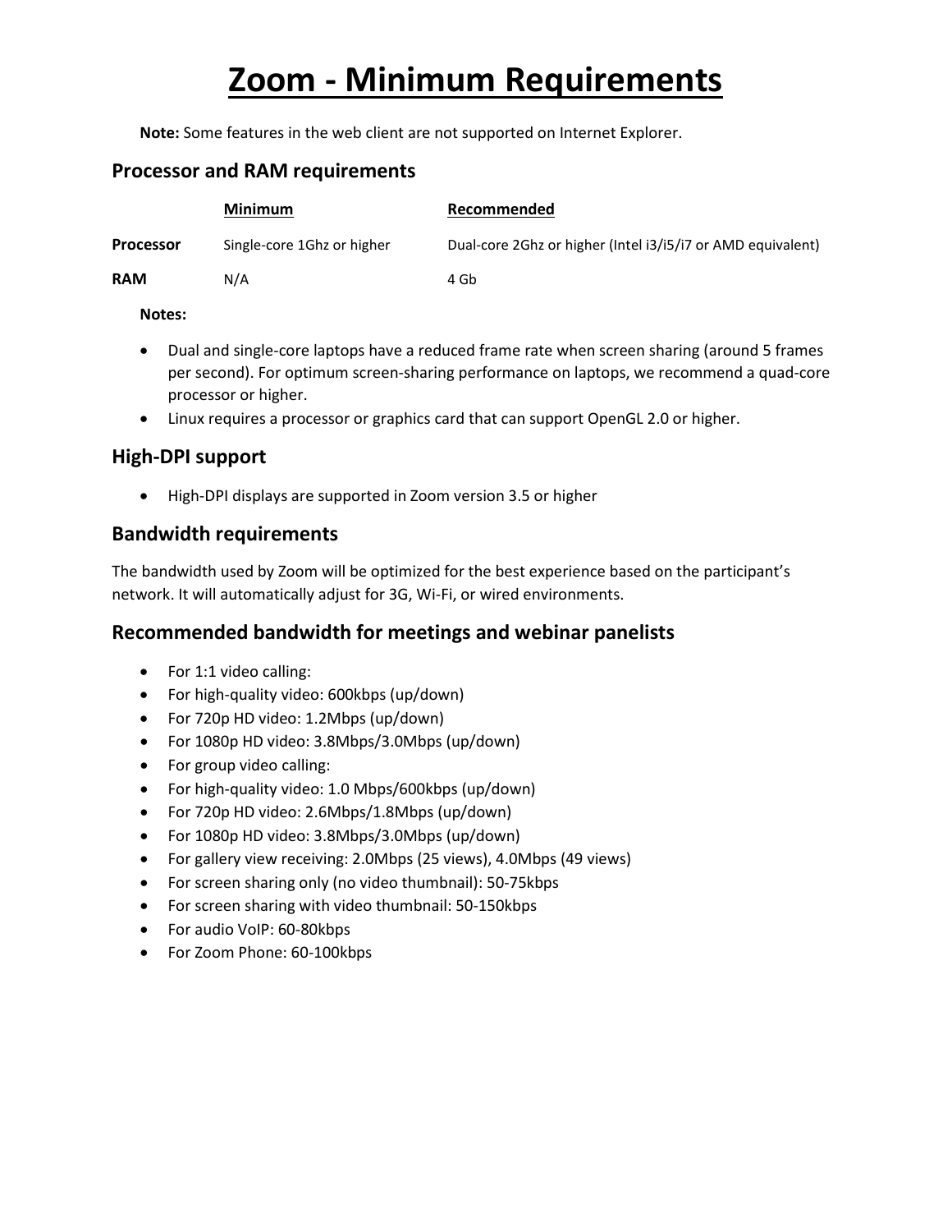# Zoom - Minimum Requirements

**Note:** Some features in the web client are not supported on Internet Explorer.

## Processor and RAM requirements

| | Minimum | Recommended |
|---|---|---|
| **Processor** | Single-core 1Ghz or higher | Dual-core 2Ghz or higher (Intel i3/i5/i7 or AMD equivalent) |
| **RAM** | N/A | 4 Gb |

**Notes:**

- Dual and single-core laptops have a reduced frame rate when screen sharing (around 5 frames per second). For optimum screen-sharing performance on laptops, we recommend a quad-core processor or higher.
- Linux requires a processor or graphics card that can support OpenGL 2.0 or higher.

## High-DPI support

- High-DPI displays are supported in Zoom version 3.5 or higher

## Bandwidth requirements

The bandwidth used by Zoom will be optimized for the best experience based on the participant's network. It will automatically adjust for 3G, Wi-Fi, or wired environments.

## Recommended bandwidth for meetings and webinar panelists

- For 1:1 video calling:
- For high-quality video: 600kbps (up/down)
- For 720p HD video: 1.2Mbps (up/down)
- For 1080p HD video: 3.8Mbps/3.0Mbps (up/down)
- For group video calling:
- For high-quality video: 1.0 Mbps/600kbps (up/down)
- For 720p HD video: 2.6Mbps/1.8Mbps (up/down)
- For 1080p HD video: 3.8Mbps/3.0Mbps (up/down)
- For gallery view receiving: 2.0Mbps (25 views), 4.0Mbps (49 views)
- For screen sharing only (no video thumbnail): 50-75kbps
- For screen sharing with video thumbnail: 50-150kbps
- For audio VoIP: 60-80kbps
- For Zoom Phone: 60-100kbps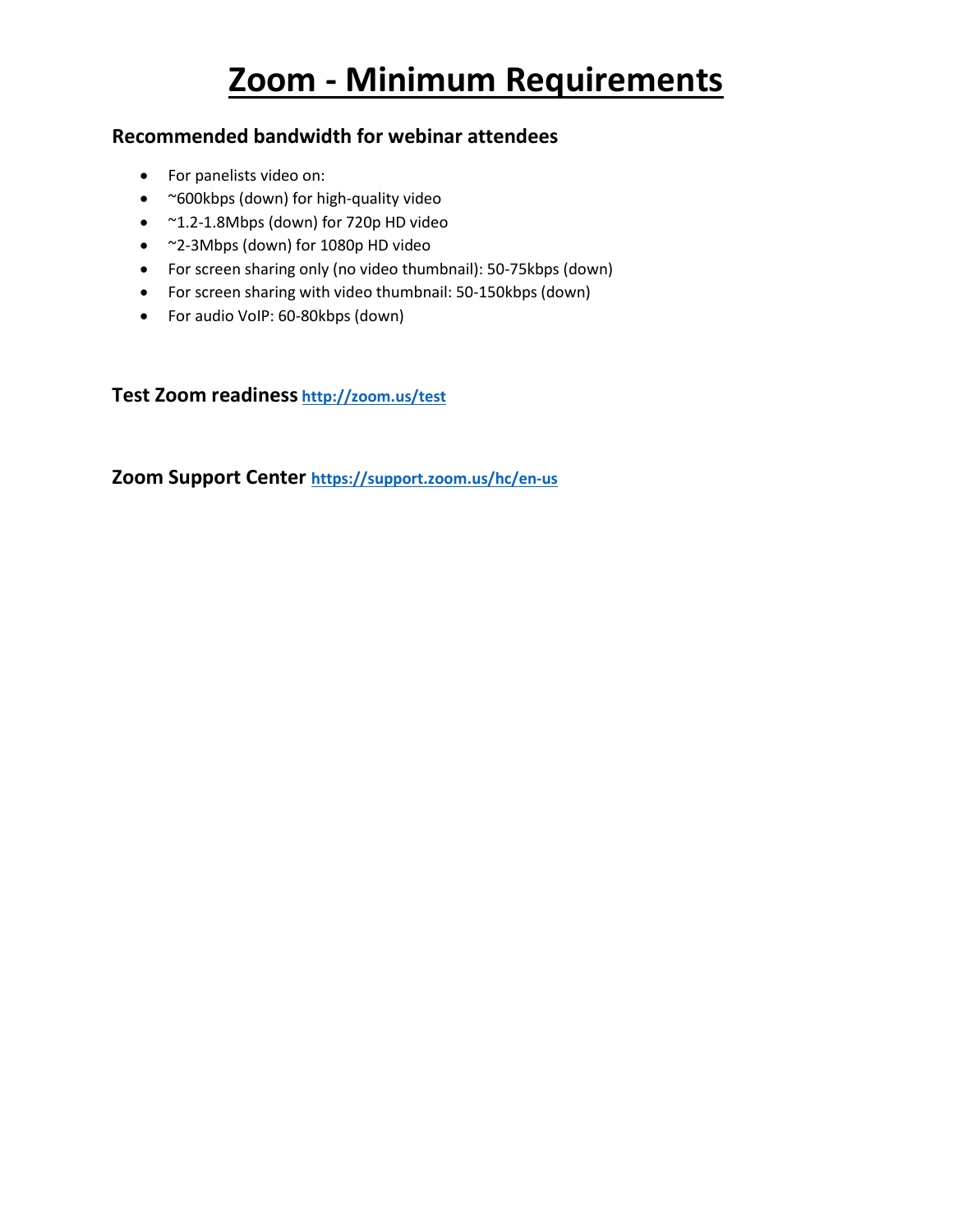# Zoom - Minimum Requirements

### Recommended bandwidth for webinar attendees

- For panelists video on:
- ~600kbps (down) for high-quality video
- ~1.2-1.8Mbps (down) for 720p HD video
- ~2-3Mbps (down) for 1080p HD video
- For screen sharing only (no video thumbnail): 50-75kbps (down)
- For screen sharing with video thumbnail: 50-150kbps (down)
- For audio VoIP: 60-80kbps (down)

### Test Zoom readiness [http://zoom.us/test](http://zoom.us/test)

### Zoom Support Center [https://support.zoom.us/hc/en-us](https://support.zoom.us/hc/en-us)